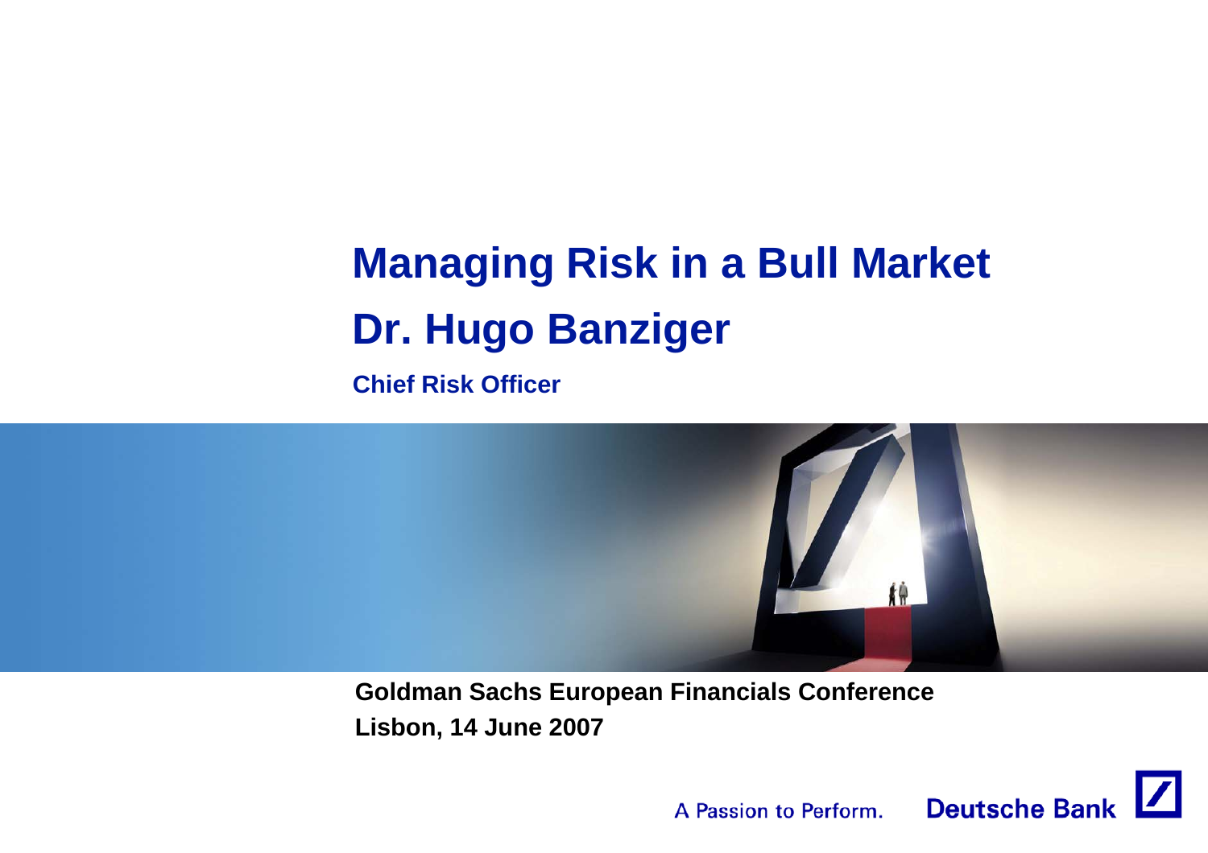# Managing Risk in a Bull Market

## Dr. Hugo Banziger

**Chief Risk Officer**

**Goldman Sachs European Financials Conference**

**Lisbon, 14 June 2007**

A Passion to Perform. Deutsche Bank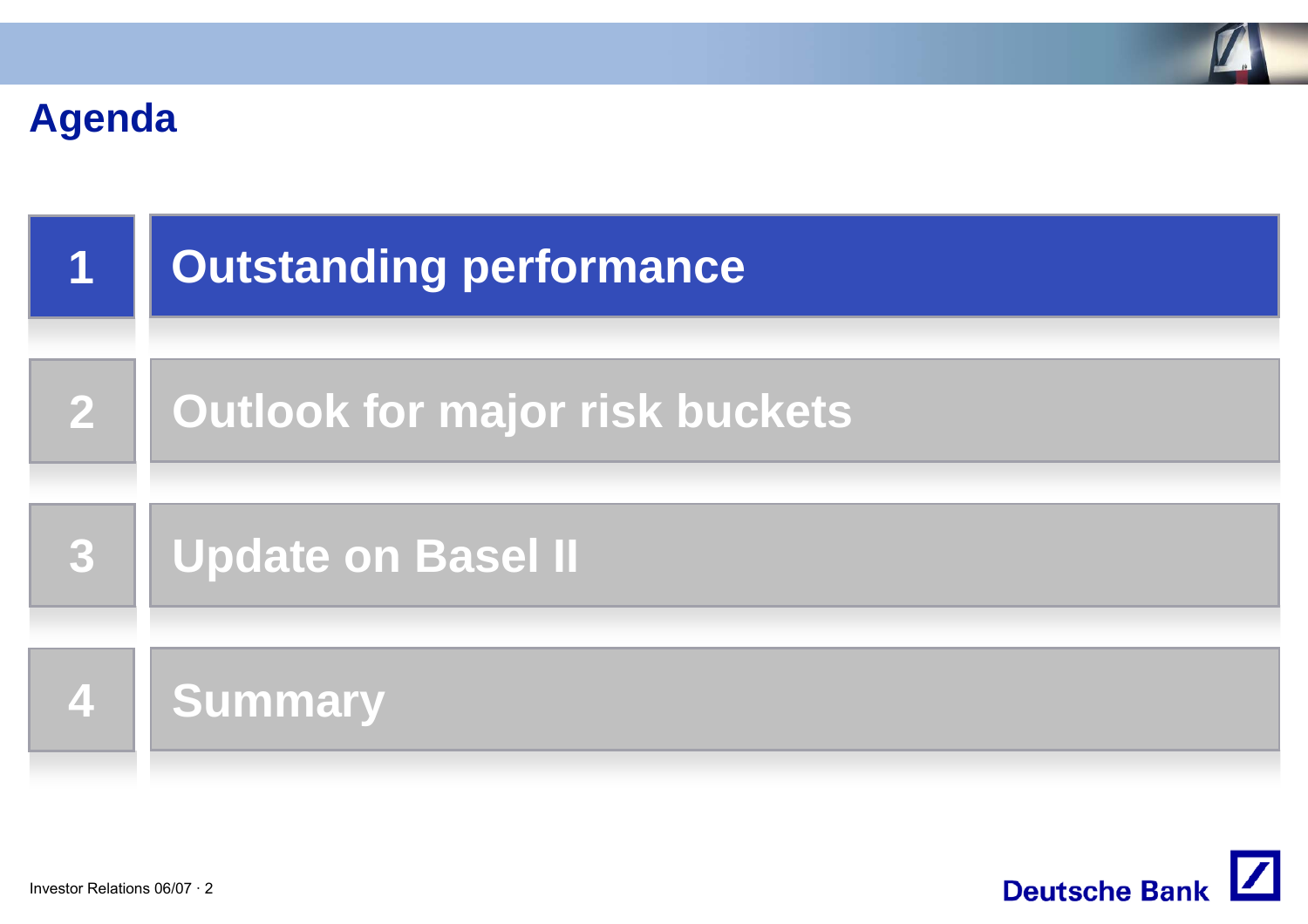# Agenda

1. Outstanding performance
2. Outlook for major risk buckets
3. Update on Basel II
4. Summary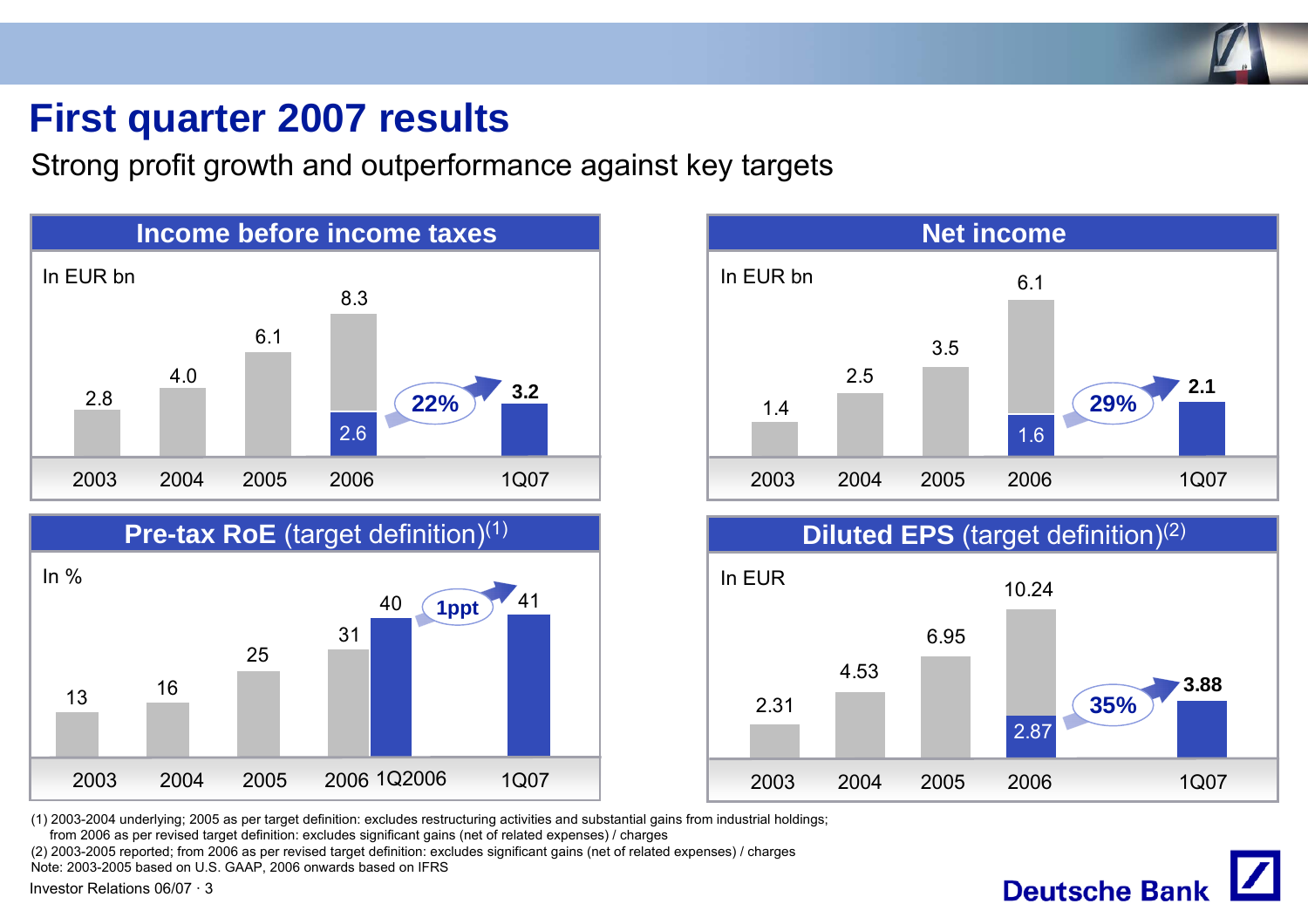# First quarter 2007 results

Strong profit growth and outperformance against key targets

## Income before income taxes

In EUR bn

| 2003 | 2004 | 2005 | 2006 | 1Q07 |
|---|---|---|---|---|
| 2.8 | 4.0 | 6.1 | 8.3 (1Q: 2.6) | 3.2 |

22%

## Net income

In EUR bn

| 2003 | 2004 | 2005 | 2006 | 1Q07 |
|---|---|---|---|---|
| 1.4 | 2.5 | 3.5 | 6.1 (1Q: 1.6) | 2.1 |

29%

## Pre-tax RoE (target definition)(1)

In %

| 2003 | 2004 | 2005 | 2006 | 1Q2006 | 1Q07 |
|---|---|---|---|---|---|
| 13 | 16 | 25 | 31 | 40 | 41 |

1ppt

## Diluted EPS (target definition)(2)

In EUR

| 2003 | 2004 | 2005 | 2006 | 1Q07 |
|---|---|---|---|---|
| 2.31 | 4.53 | 6.95 | 10.24 (1Q: 2.87) | 3.88 |

35%

(1) 2003-2004 underlying; 2005 as per target definition: excludes restructuring activities and substantial gains from industrial holdings; from 2006 as per revised target definition: excludes significant gains (net of related expenses) / charges

(2) 2003-2005 reported; from 2006 as per revised target definition: excludes significant gains (net of related expenses) / charges

Note: 2003-2005 based on U.S. GAAP, 2006 onwards based on IFRS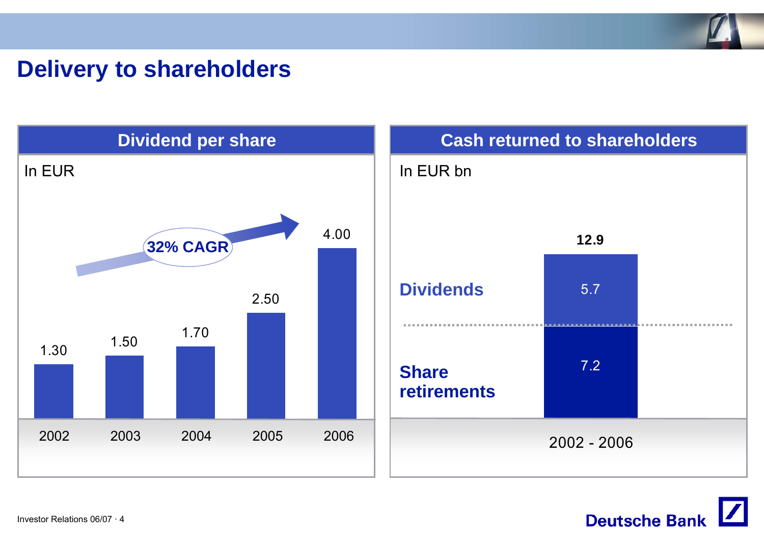# Delivery to shareholders

## Dividend per share

In EUR

32% CAGR

| Year | Dividend per share |
|---|---|
| 2002 | 1.30 |
| 2003 | 1.50 |
| 2004 | 1.70 |
| 2005 | 2.50 |
| 2006 | 4.00 |

## Cash returned to shareholders

In EUR bn

| | 2002 - 2006 |
|---|---|
| Dividends | 5.7 |
| Share retirements | 7.2 |
| Total | 12.9 |

Investor Relations 06/07 · 4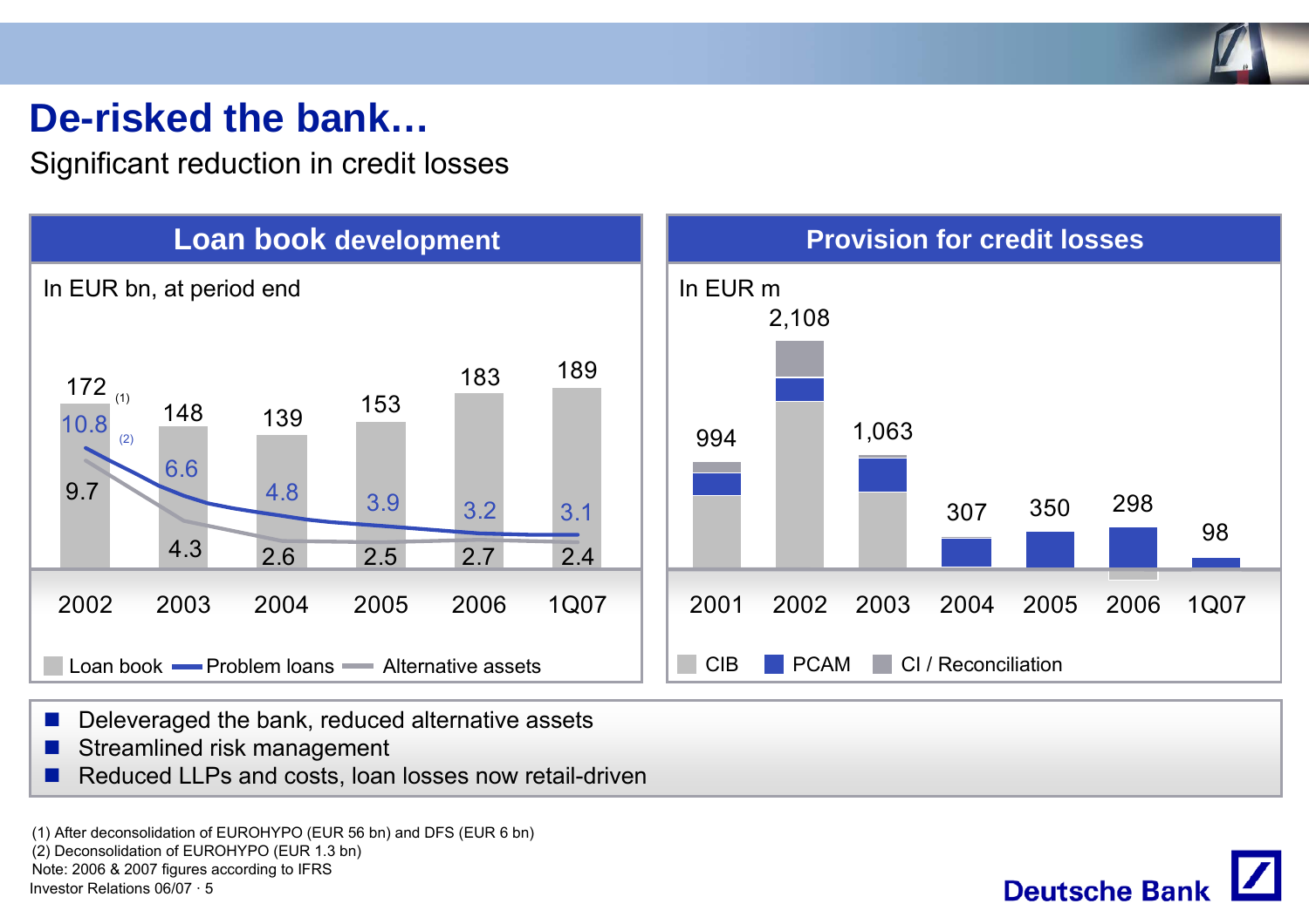# De-risked the bank…

Significant reduction in credit losses

## Loan book development

In EUR bn, at period end

| | 2002 | 2003 | 2004 | 2005 | 2006 | 1Q07 |
|---|---|---|---|---|---|---|
| Loan book | 172 (1) | 148 | 139 | 153 | 183 | 189 |
| Problem loans | 10.8 (2) | 6.6 | 4.8 | 3.9 | 3.2 | 3.1 |
| Alternative assets | 9.7 | 4.3 | 2.6 | 2.5 | 2.7 | 2.4 |

## Provision for credit losses

In EUR m

| | 2001 | 2002 | 2003 | 2004 | 2005 | 2006 | 1Q07 |
|---|---|---|---|---|---|---|---|
| Total | 994 | 2,108 | 1,063 | 307 | 350 | 298 | 98 |

CIB / PCAM / CI / Reconciliation

- Deleveraged the bank, reduced alternative assets
- Streamlined risk management
- Reduced LLPs and costs, loan losses now retail-driven

(1) After deconsolidation of EUROHYPO (EUR 56 bn) and DFS (EUR 6 bn)
(2) Deconsolidation of EUROHYPO (EUR 1.3 bn)
Note: 2006 & 2007 figures according to IFRS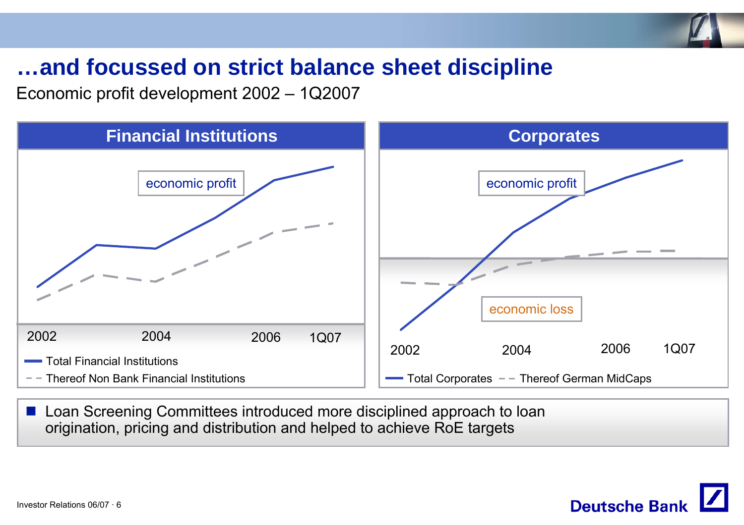# …and focussed on strict balance sheet discipline

Economic profit development 2002 – 1Q2007

## Financial Institutions

economic profit

2002 2004 2006 1Q07

- Total Financial Institutions
- Thereof Non Bank Financial Institutions

## Corporates

economic profit

economic loss

2002 2004 2006 1Q07

- Total Corporates
- Thereof German MidCaps

- Loan Screening Committees introduced more disciplined approach to loan origination, pricing and distribution and helped to achieve RoE targets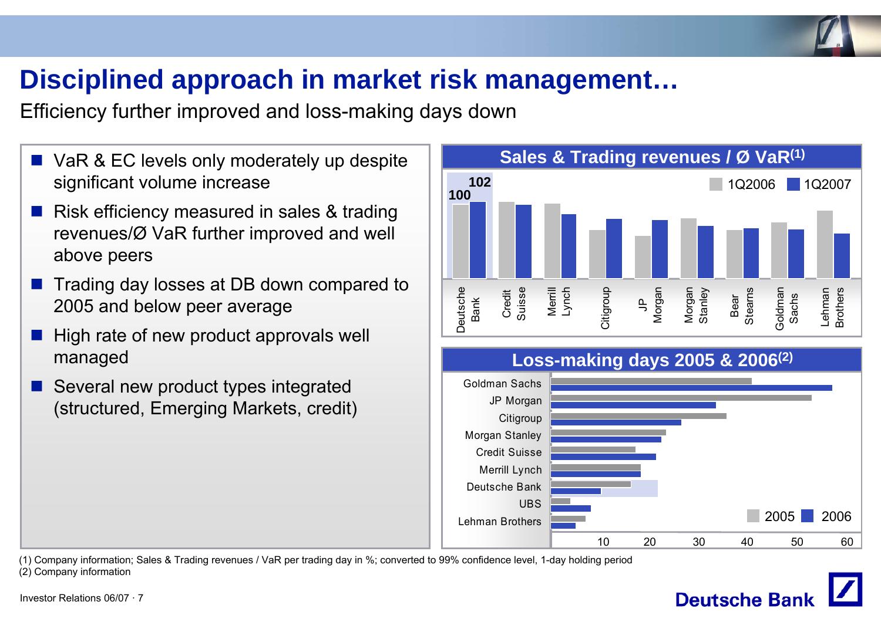# Disciplined approach in market risk management…

Efficiency further improved and loss-making days down

- VaR & EC levels only moderately up despite significant volume increase
- Risk efficiency measured in sales & trading revenues/Ø VaR further improved and well above peers
- Trading day losses at DB down compared to 2005 and below peer average
- High rate of new product approvals well managed
- Several new product types integrated (structured, Emerging Markets, credit)

## Sales & Trading revenues / Ø VaR(1)

1Q2006 | 1Q2007

Deutsche Bank: 100 (1Q2006), 102 (1Q2007)

Credit Suisse, Merrill Lynch, Citigroup, JP Morgan, Morgan Stanley, Bear Stearns, Goldman Sachs, Lehman Brothers

## Loss-making days 2005 & 2006(2)

2005 | 2006

Goldman Sachs, JP Morgan, Citigroup, Morgan Stanley, Credit Suisse, Merrill Lynch, Deutsche Bank, UBS, Lehman Brothers

10 | 20 | 30 | 40 | 50 | 60

(1) Company information; Sales & Trading revenues / VaR per trading day in %; converted to 99% confidence level, 1-day holding period
(2) Company information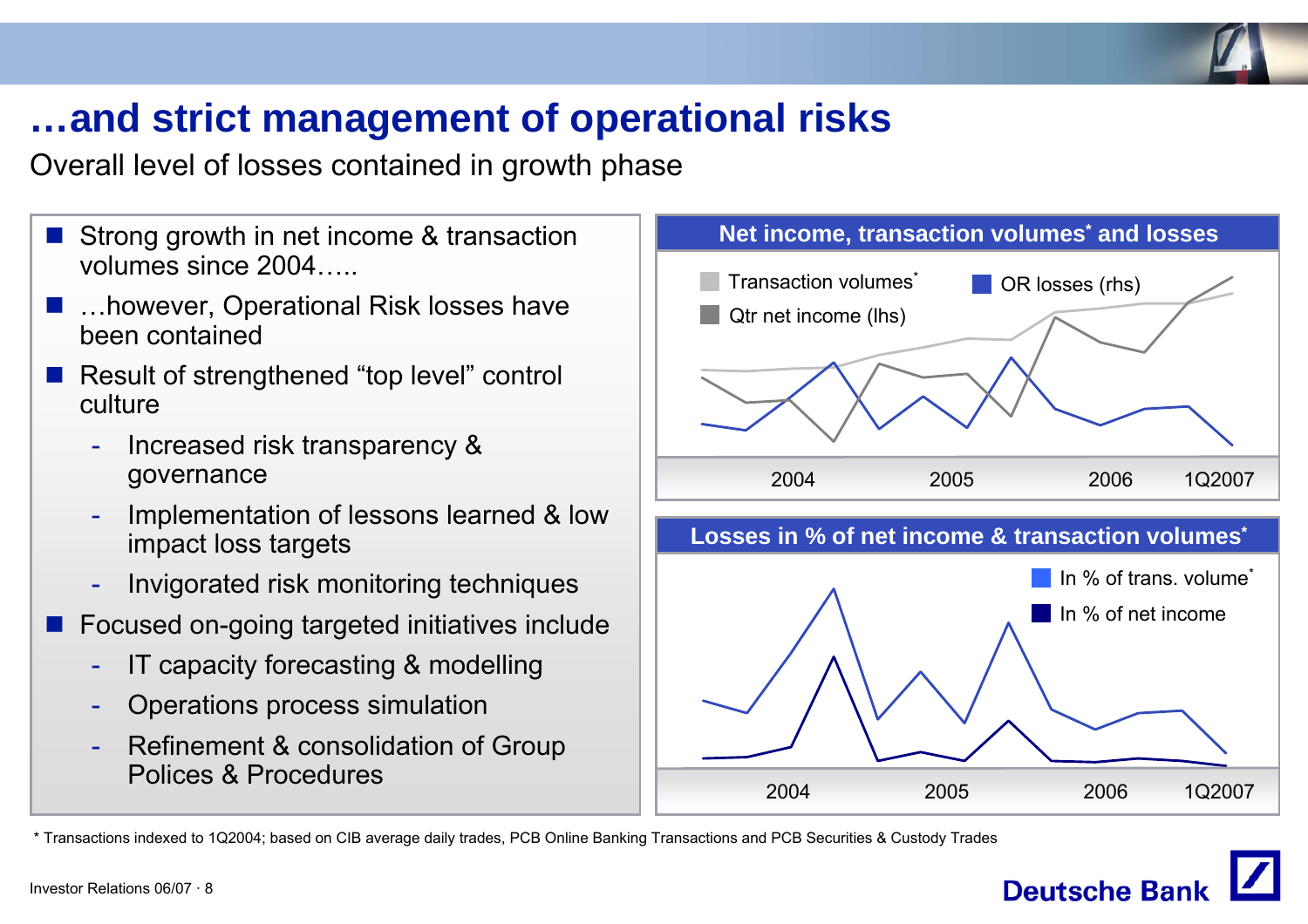# …and strict management of operational risks

Overall level of losses contained in growth phase

- Strong growth in net income & transaction volumes since 2004…..
- …however, Operational Risk losses have been contained
- Result of strengthened "top level" control culture
  - Increased risk transparency & governance
  - Implementation of lessons learned & low impact loss targets
  - Invigorated risk monitoring techniques
- Focused on-going targeted initiatives include
  - IT capacity forecasting & modelling
  - Operations process simulation
  - Refinement & consolidation of Group Polices & Procedures

**Net income, transaction volumes* and losses**

Transaction volumes*
Qtr net income (lhs)
OR losses (rhs)

2004 2005 2006 1Q2007

**Losses in % of net income & transaction volumes***

In % of trans. volume*
In % of net income

2004 2005 2006 1Q2007

* Transactions indexed to 1Q2004; based on CIB average daily trades, PCB Online Banking Transactions and PCB Securities & Custody Trades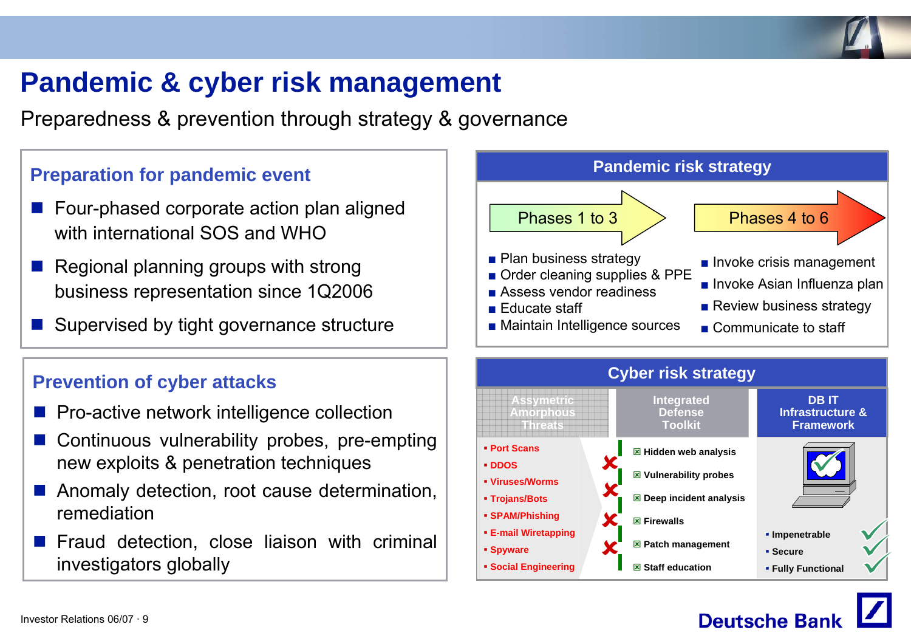# Pandemic & cyber risk management

Preparedness & prevention through strategy & governance

## Preparation for pandemic event

- Four-phased corporate action plan aligned with international SOS and WHO
- Regional planning groups with strong business representation since 1Q2006
- Supervised by tight governance structure

## Prevention of cyber attacks

- Pro-active network intelligence collection
- Continuous vulnerability probes, pre-empting new exploits & penetration techniques
- Anomaly detection, root cause determination, remediation
- Fraud detection, close liaison with criminal investigators globally

## Pandemic risk strategy

| Phases 1 to 3 | Phases 4 to 6 |
|---|---|
| Plan business strategy | Invoke crisis management |
| Order cleaning supplies & PPE | Invoke Asian Influenza plan |
| Assess vendor readiness | Review business strategy |
| Educate staff | Communicate to staff |
| Maintain Intelligence sources | |

## Cyber risk strategy

| Assymetric Amorphous Threats | Integrated Defense Toolkit | DB IT Infrastructure & Framework |
|---|---|---|
| Port Scans | Hidden web analysis | Impenetrable |
| DDOS | Vulnerability probes | Secure |
| Viruses/Worms | Deep incident analysis | Fully Functional |
| Trojans/Bots | Firewalls | |
| SPAM/Phishing | Patch management | |
| E-mail Wiretapping | Staff education | |
| Spyware | | |
| Social Engineering | | |

Investor Relations 06/07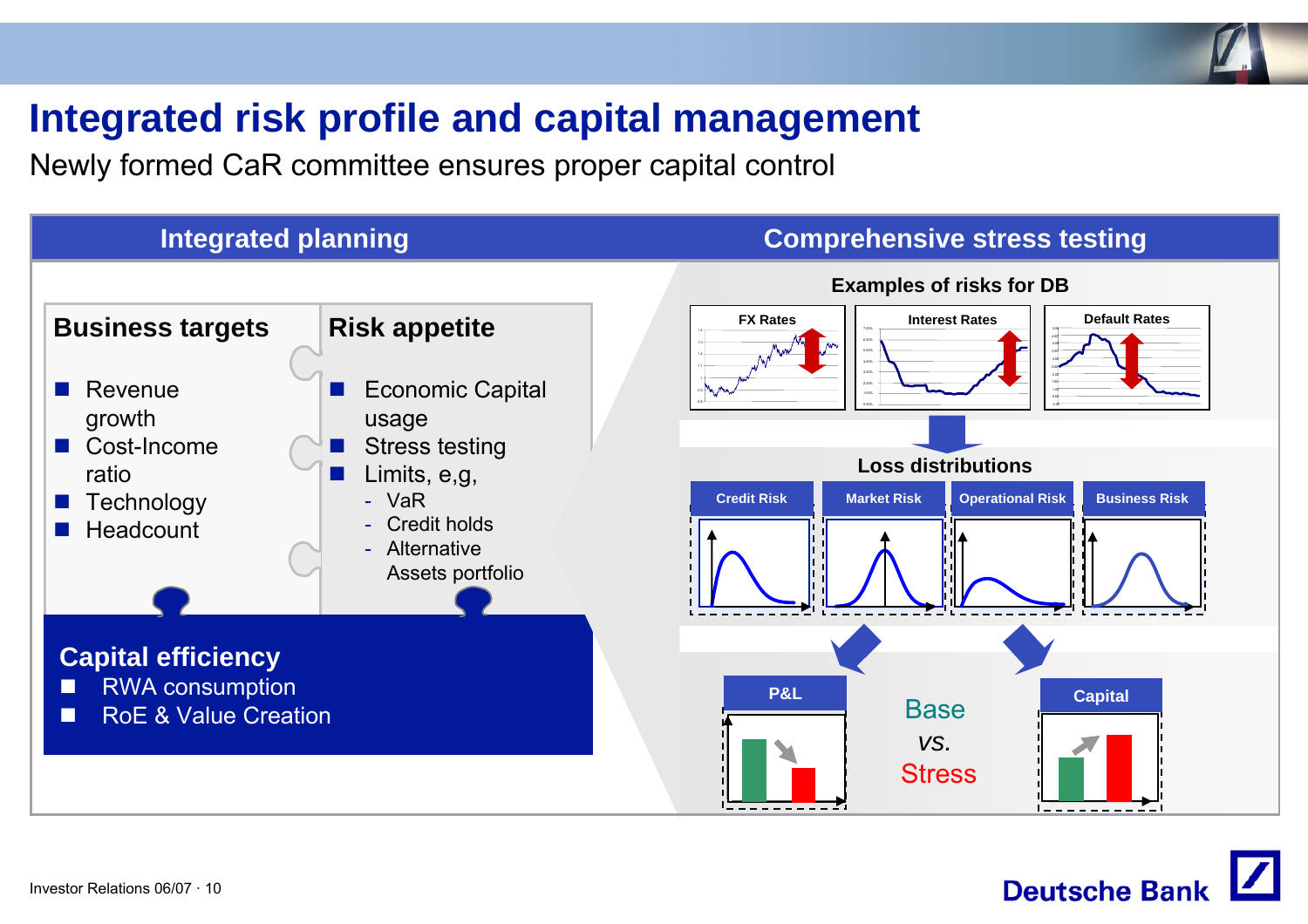# Integrated risk profile and capital management

Newly formed CaR committee ensures proper capital control

## Integrated planning

### Business targets

- Revenue growth
- Cost-Income ratio
- Technology
- Headcount

### Risk appetite

- Economic Capital usage
- Stress testing
- Limits, e,g,
  - VaR
  - Credit holds
  - Alternative Assets portfolio

### Capital efficiency

- RWA consumption
- RoE & Value Creation

## Comprehensive stress testing

**Examples of risks for DB**

FX Rates | Interest Rates | Default Rates

**Loss distributions**

Credit Risk | Market Risk | Operational Risk | Business Risk

P&L

Base vs. Stress

Capital

Investor Relations 06/07 · 10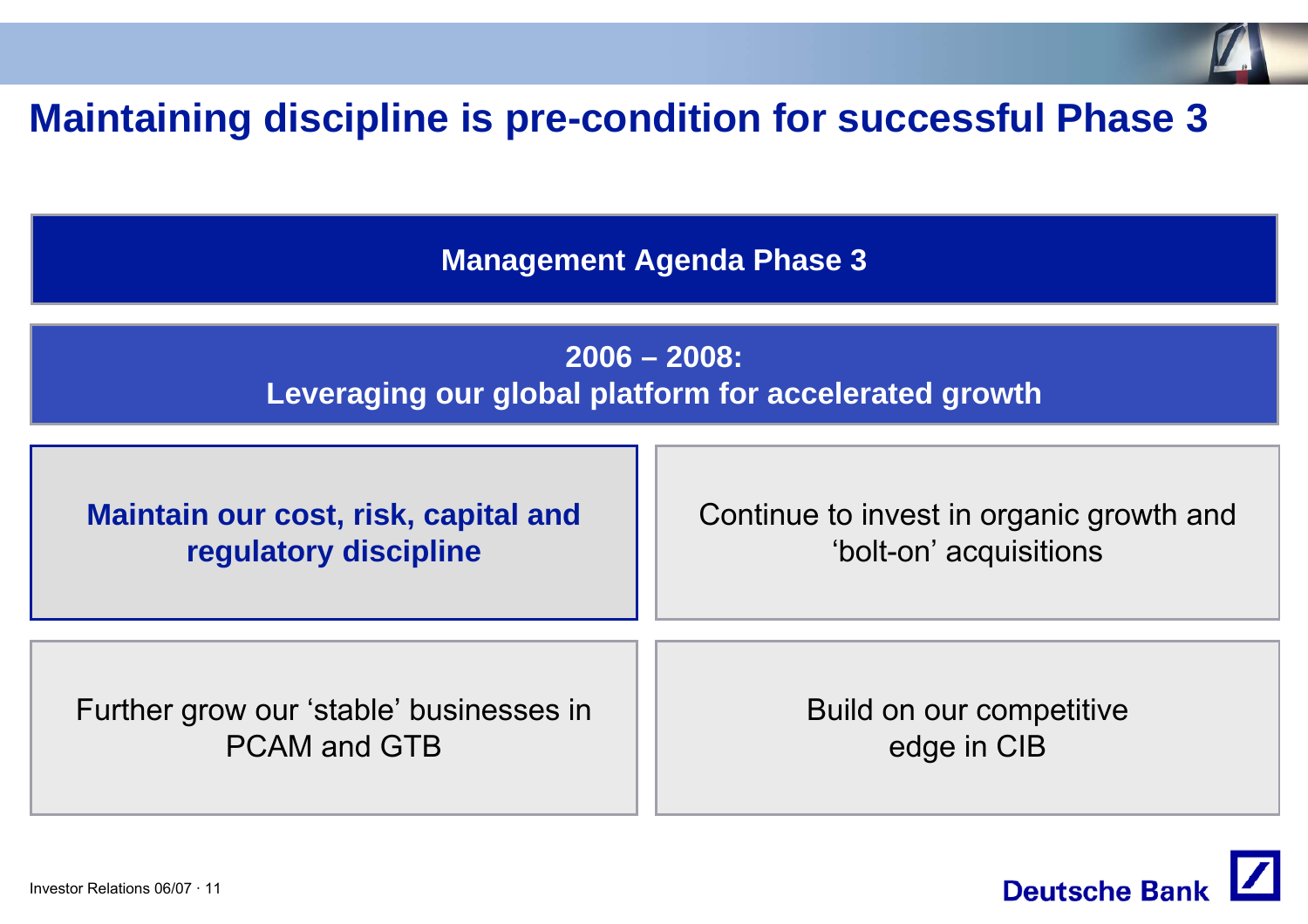# Maintaining discipline is pre-condition for successful Phase 3

## Management Agenda Phase 3

**2006 – 2008:**
**Leveraging our global platform for accelerated growth**

- **Maintain our cost, risk, capital and regulatory discipline**
- Continue to invest in organic growth and 'bolt-on' acquisitions
- Further grow our 'stable' businesses in PCAM and GTB
- Build on our competitive edge in CIB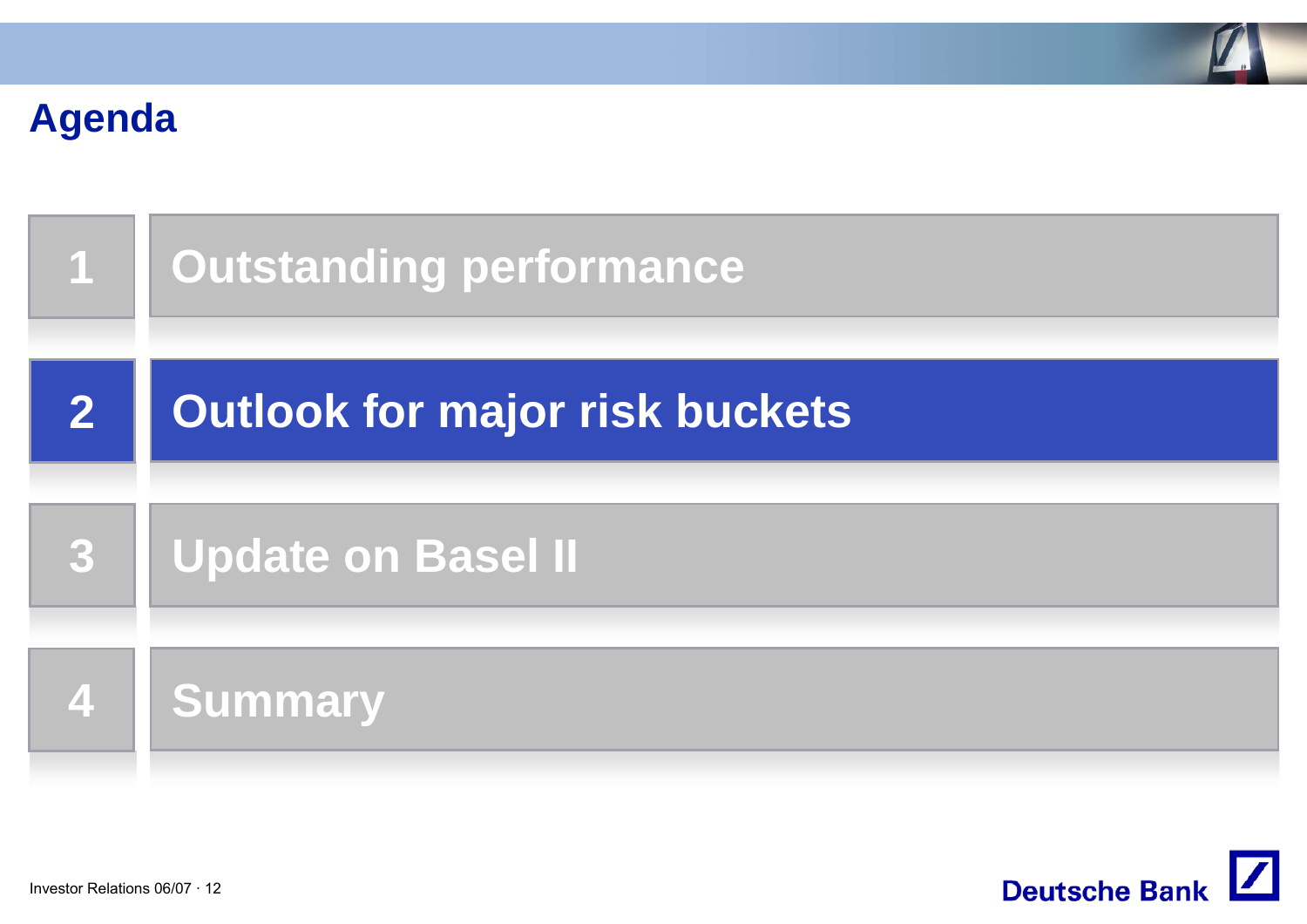# Agenda

1. Outstanding performance
2. **Outlook for major risk buckets**
3. Update on Basel II
4. Summary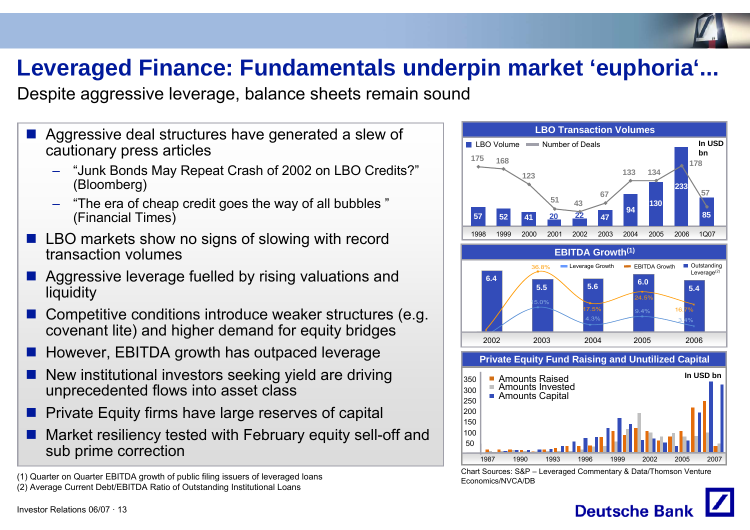# Leveraged Finance: Fundamentals underpin market 'euphoria'...

Despite aggressive leverage, balance sheets remain sound

- Aggressive deal structures have generated a slew of cautionary press articles
  - "Junk Bonds May Repeat Crash of 2002 on LBO Credits?" (Bloomberg)
  - "The era of cheap credit goes the way of all bubbles " (Financial Times)
- LBO markets show no signs of slowing with record transaction volumes
- Aggressive leverage fuelled by rising valuations and liquidity
- Competitive conditions introduce weaker structures (e.g. covenant lite) and higher demand for equity bridges
- However, EBITDA growth has outpaced leverage
- New institutional investors seeking yield are driving unprecedented flows into asset class
- Private Equity firms have large reserves of capital
- Market resiliency tested with February equity sell-off and sub prime correction

### LBO Transaction Volumes

In USD bn

| | 1998 | 1999 | 2000 | 2001 | 2002 | 2003 | 2004 | 2005 | 2006 | 1Q07 |
|---|---|---|---|---|---|---|---|---|---|---|
| LBO Volume | 57 | 52 | 41 | 20 | 22 | 47 | 94 | 130 | 233 | 85 |
| Number of Deals | 175 | 168 | 123 | 51 | 43 | 67 | 133 | 134 | 178 | 57 |

### EBITDA Growth(1)

| | 2002 | 2003 | 2004 | 2005 | 2006 |
|---|---|---|---|---|---|
| Outstanding Leverage(2) | 6.4 | 5.5 | 5.6 | 6.0 | 5.4 |
| EBITDA Growth | | 36.8% | 17.5% | 24.5% | 16.7% |
| Leverage Growth | | 15.0% | 4.3% | 9.4% | 3.4% |

### Private Equity Fund Raising and Unutilized Capital

In USD bn

Amounts Raised, Amounts Invested, Amounts Capital (1987–2007)

Chart Sources: S&P – Leveraged Commentary & Data/Thomson Venture Economics/NVCA/DB

(1) Quarter on Quarter EBITDA growth of public filing issuers of leveraged loans
(2) Average Current Debt/EBITDA Ratio of Outstanding Institutional Loans

Investor Relations 06/07 · 13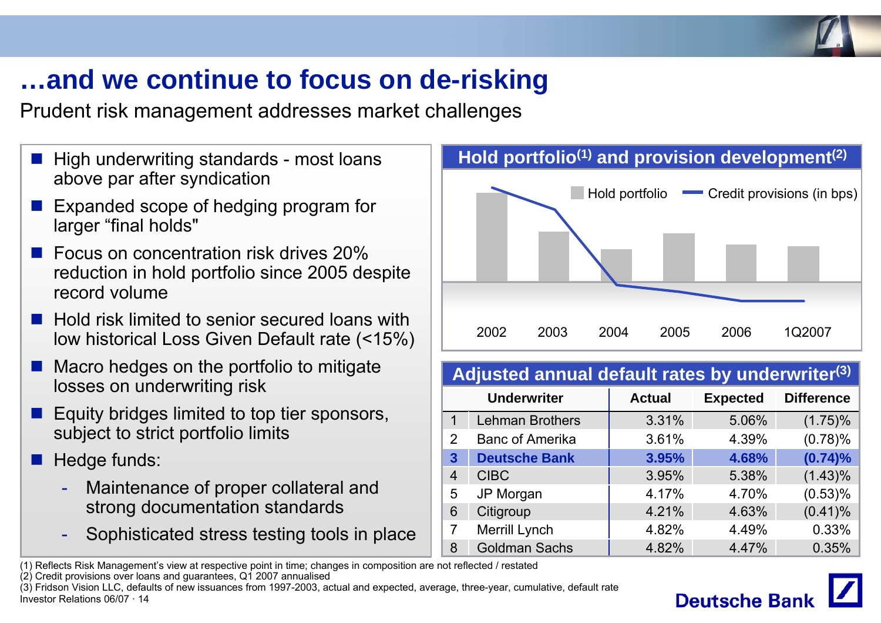# …and we continue to focus on de-risking

Prudent risk management addresses market challenges

- High underwriting standards - most loans above par after syndication
- Expanded scope of hedging program for larger "final holds"
- Focus on concentration risk drives 20% reduction in hold portfolio since 2005 despite record volume
- Hold risk limited to senior secured loans with low historical Loss Given Default rate (<15%)
- Macro hedges on the portfolio to mitigate losses on underwriting risk
- Equity bridges limited to top tier sponsors, subject to strict portfolio limits
- Hedge funds:
  - Maintenance of proper collateral and strong documentation standards
  - Sophisticated stress testing tools in place

## Hold portfolio(1) and provision development(2)

Hold portfolio — Credit provisions (in bps)

2002 | 2003 | 2004 | 2005 | 2006 | 1Q2007

## Adjusted annual default rates by underwriter(3)

| | Underwriter | Actual | Expected | Difference |
|---|---|---|---|---|
| 1 | Lehman Brothers | 3.31% | 5.06% | (1.75)% |
| 2 | Banc of Amerika | 3.61% | 4.39% | (0.78)% |
| **3** | **Deutsche Bank** | **3.95%** | **4.68%** | **(0.74)%** |
| 4 | CIBC | 3.95% | 5.38% | (1.43)% |
| 5 | JP Morgan | 4.17% | 4.70% | (0.53)% |
| 6 | Citigroup | 4.21% | 4.63% | (0.41)% |
| 7 | Merrill Lynch | 4.82% | 4.49% | 0.33% |
| 8 | Goldman Sachs | 4.82% | 4.47% | 0.35% |

(1) Reflects Risk Management's view at respective point in time; changes in composition are not reflected / restated
(2) Credit provisions over loans and guarantees, Q1 2007 annualised
(3) Fridson Vision LLC, defaults of new issuances from 1997-2003, actual and expected, average, three-year, cumulative, default rate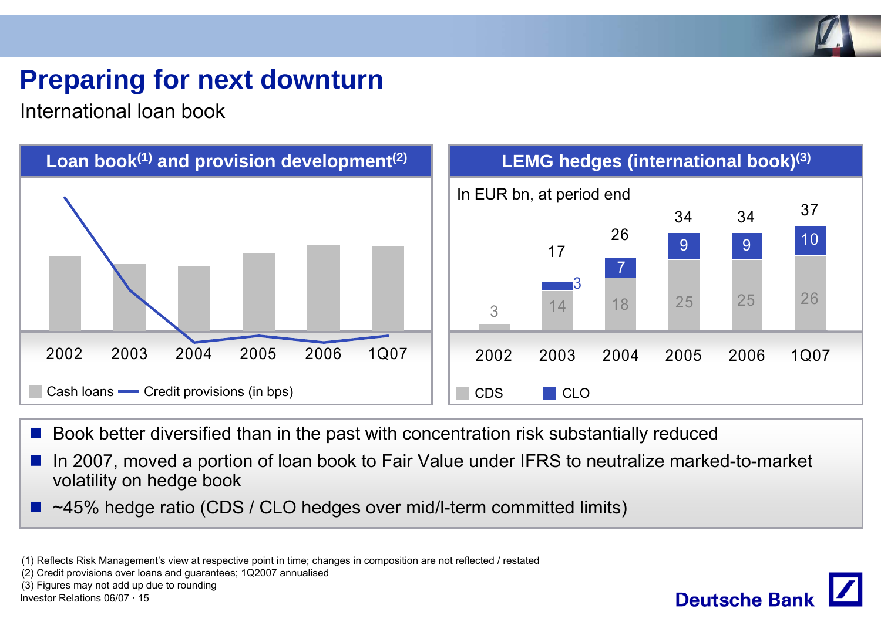# Preparing for next downturn

International loan book

## Loan book[1] and provision development[2]

| | 2002 | 2003 | 2004 | 2005 | 2006 | 1Q07 |
|---|---|---|---|---|---|---|

Cash loans — Credit provisions (in bps)

## LEMG hedges (international book)[3]

In EUR bn, at period end

| | 2002 | 2003 | 2004 | 2005 | 2006 | 1Q07 |
|---|---|---|---|---|---|---|
| CDS | 3 | 14 | 18 | 25 | 25 | 26 |
| CLO | | 3 | 7 | 9 | 9 | 10 |
| Total | 3 | 17 | 26 | 34 | 34 | 37 |

- Book better diversified than in the past with concentration risk substantially reduced
- In 2007, moved a portion of loan book to Fair Value under IFRS to neutralize marked-to-market volatility on hedge book
- ~45% hedge ratio (CDS / CLO hedges over mid/l-term committed limits)

(1) Reflects Risk Management's view at respective point in time; changes in composition are not reflected / restated
(2) Credit provisions over loans and guarantees; 1Q2007 annualised
(3) Figures may not add up due to rounding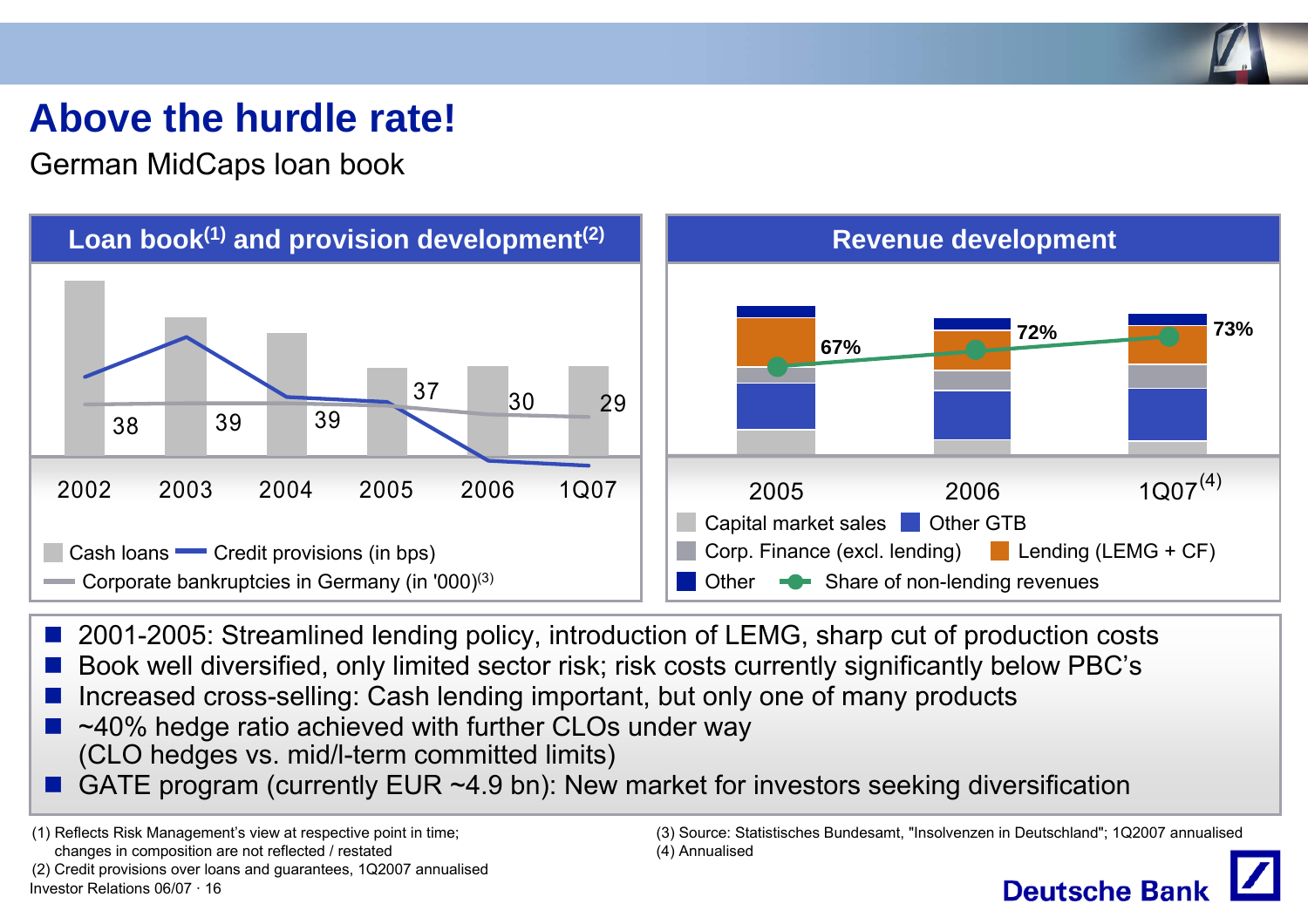# Above the hurdle rate!

German MidCaps loan book

## Loan book[1] and provision development[2]

| | 2002 | 2003 | 2004 | 2005 | 2006 | 1Q07 |
|---|---|---|---|---|---|---|
| Corporate bankruptcies in Germany (in '000)[3] | 38 | 39 | 39 | 37 | 30 | 29 |

Cash loans — Credit provisions (in bps) — Corporate bankruptcies in Germany (in '000)[3]

## Revenue development

| | 2005 | 2006 | 1Q07[4] |
|---|---|---|---|
| Share of non-lending revenues | 67% | 72% | 73% |

Capital market sales — Other GTB — Corp. Finance (excl. lending) — Lending (LEMG + CF) — Other — Share of non-lending revenues

- 2001-2005: Streamlined lending policy, introduction of LEMG, sharp cut of production costs
- Book well diversified, only limited sector risk; risk costs currently significantly below PBC's
- Increased cross-selling: Cash lending important, but only one of many products
- ~40% hedge ratio achieved with further CLOs under way (CLO hedges vs. mid/l-term committed limits)
- GATE program (currently EUR ~4.9 bn): New market for investors seeking diversification

(1) Reflects Risk Management's view at respective point in time; changes in composition are not reflected / restated
(2) Credit provisions over loans and guarantees, 1Q2007 annualised
(3) Source: Statistisches Bundesamt, "Insolvenzen in Deutschland"; 1Q2007 annualised
(4) Annualised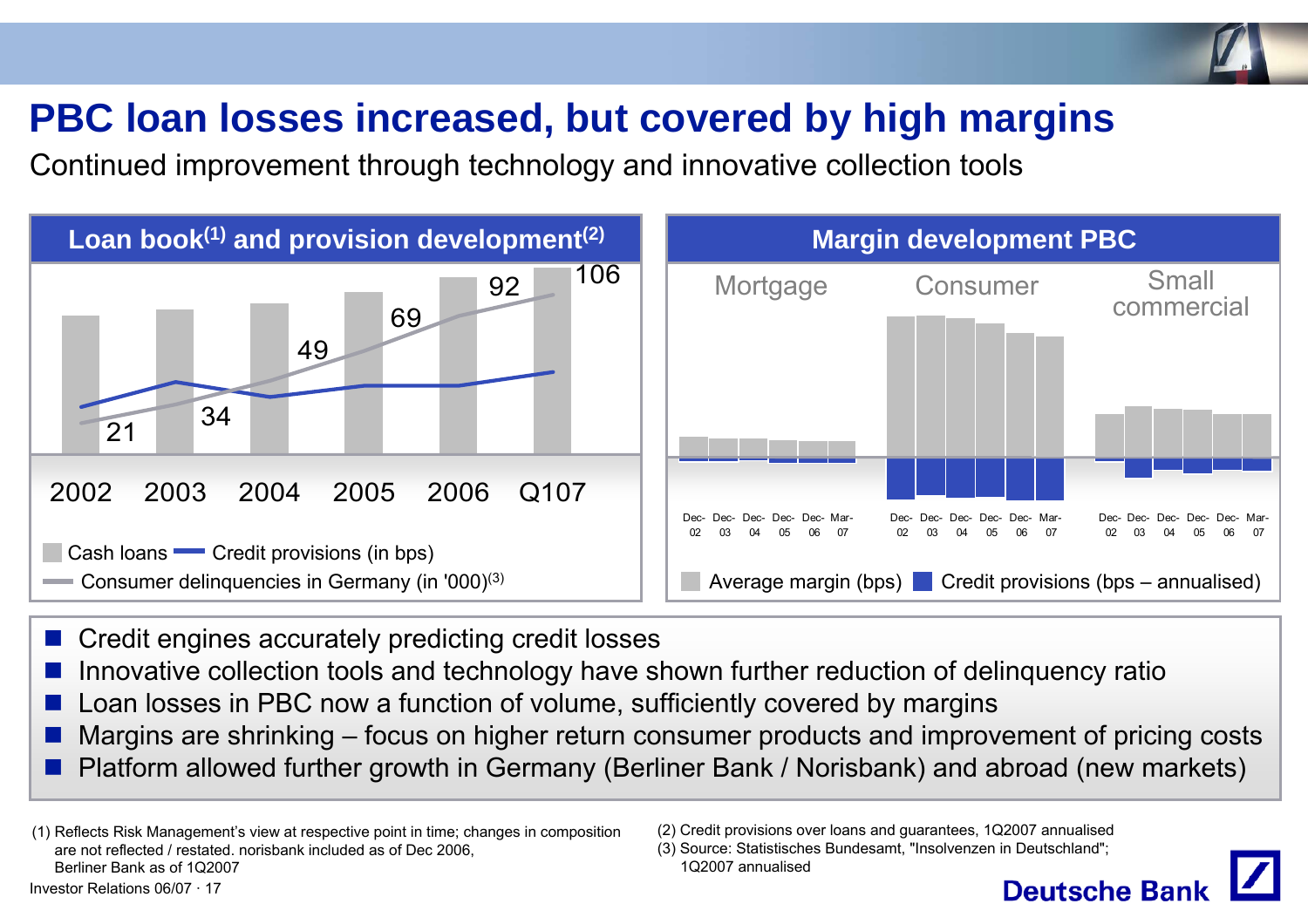# PBC loan losses increased, but covered by high margins

Continued improvement through technology and innovative collection tools

## Loan book[1] and provision development[2]

| | 2002 | 2003 | 2004 | 2005 | 2006 | Q107 |
|---|---|---|---|---|---|---|
| Consumer delinquencies in Germany (in '000)[3] | 21 | 34 | 49 | 69 | 92 | 106 |

Cash loans — Credit provisions (in bps) — Consumer delinquencies in Germany (in '000)[3]

## Margin development PBC

Mortgage | Consumer | Small commercial

Dec-02, Dec-03, Dec-04, Dec-05, Dec-06, Mar-07

Average margin (bps) — Credit provisions (bps – annualised)

- Credit engines accurately predicting credit losses
- Innovative collection tools and technology have shown further reduction of delinquency ratio
- Loan losses in PBC now a function of volume, sufficiently covered by margins
- Margins are shrinking – focus on higher return consumer products and improvement of pricing costs
- Platform allowed further growth in Germany (Berliner Bank / Norisbank) and abroad (new markets)

(1) Reflects Risk Management's view at respective point in time; changes in composition are not reflected / restated. norisbank included as of Dec 2006, Berliner Bank as of 1Q2007

(2) Credit provisions over loans and guarantees, 1Q2007 annualised

(3) Source: Statistisches Bundesamt, "Insolvenzen in Deutschland"; 1Q2007 annualised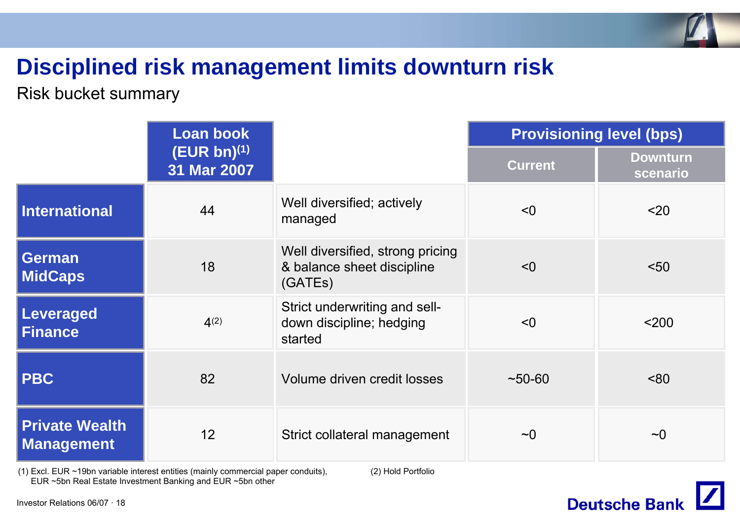# Disciplined risk management limits downturn risk

Risk bucket summary

| | Loan book (EUR bn)[1] 31 Mar 2007 | | Provisioning level (bps) | |
|---|---|---|---|---|
| | | | Current | Downturn scenario |
| **International** | 44 | Well diversified; actively managed | <0 | <20 |
| **German MidCaps** | 18 | Well diversified, strong pricing & balance sheet discipline (GATEs) | <0 | <50 |
| **Leveraged Finance** | 4[2] | Strict underwriting and sell-down discipline; hedging started | <0 | <200 |
| **PBC** | 82 | Volume driven credit losses | ~50-60 | <80 |
| **Private Wealth Management** | 12 | Strict collateral management | ~0 | ~0 |

(1) Excl. EUR ~19bn variable interest entities (mainly commercial paper conduits), EUR ~5bn Real Estate Investment Banking and EUR ~5bn other

(2) Hold Portfolio

Investor Relations 06/07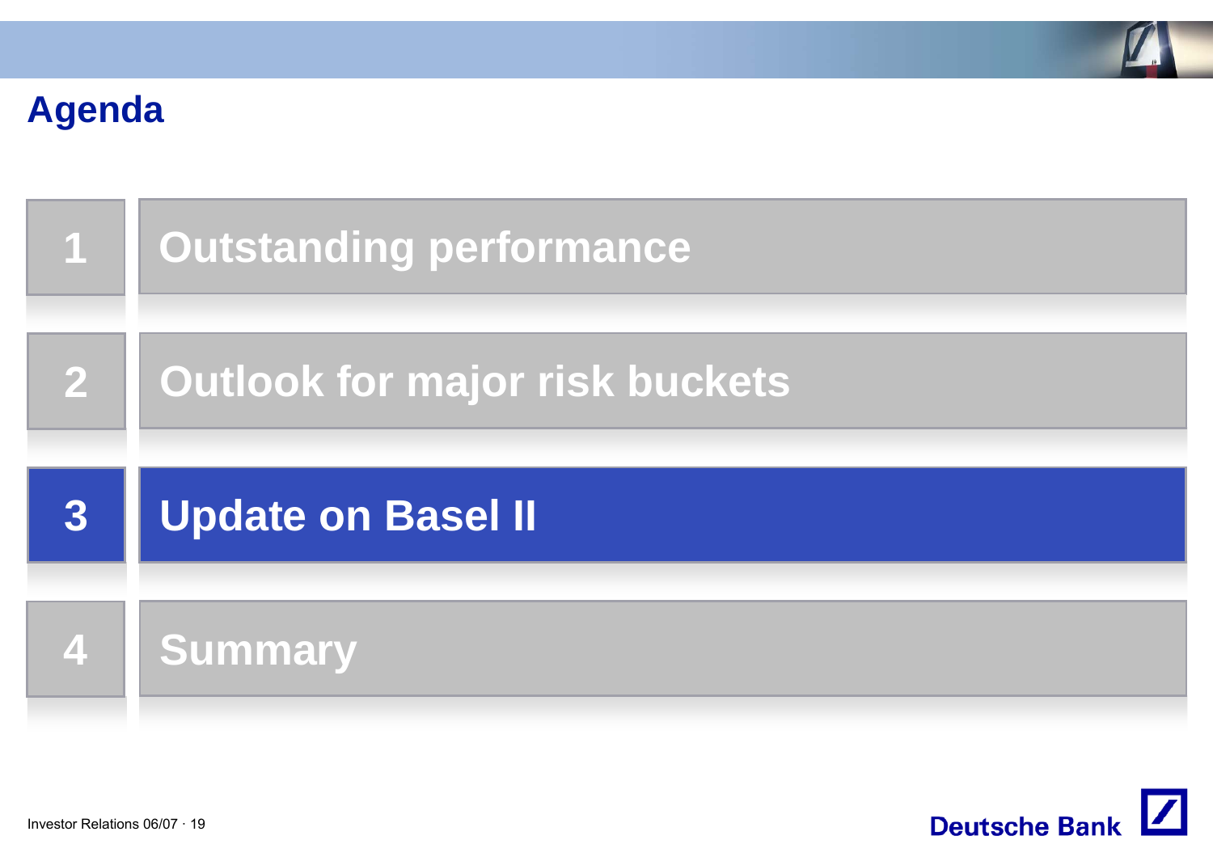# Agenda

1. Outstanding performance
2. Outlook for major risk buckets
3. **Update on Basel II**
4. Summary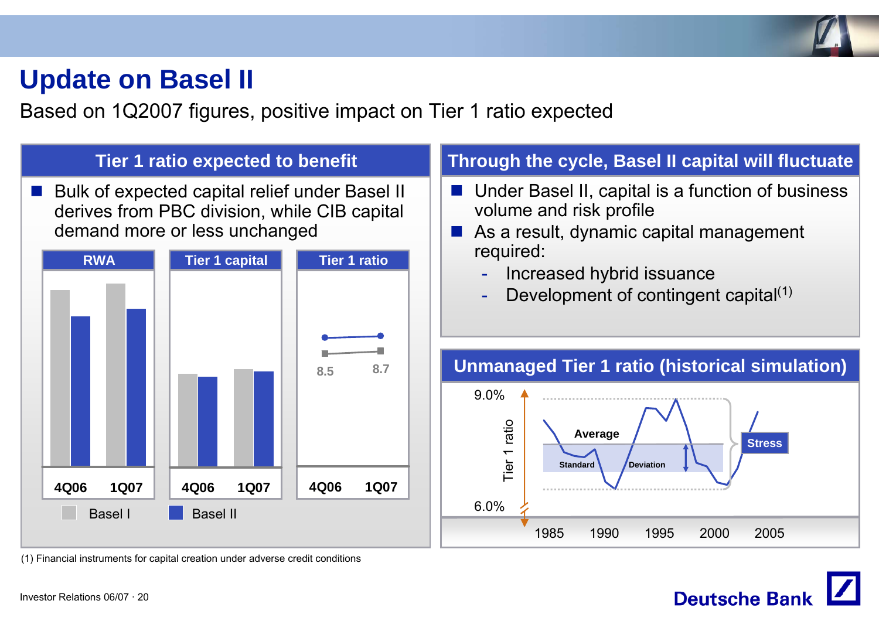# Update on Basel II

Based on 1Q2007 figures, positive impact on Tier 1 ratio expected

## Tier 1 ratio expected to benefit

- Bulk of expected capital relief under Basel II derives from PBC division, while CIB capital demand more or less unchanged

| | RWA | | Tier 1 capital | | Tier 1 ratio | |
|---|---|---|---|---|---|---|
| | 4Q06 | 1Q07 | 4Q06 | 1Q07 | 4Q06 | 1Q07 |
| Basel I | | | | | 8.5 | 8.7 |
| Basel II | | | | | | |

## Through the cycle, Basel II capital will fluctuate

- Under Basel II, capital is a function of business volume and risk profile
- As a result, dynamic capital management required:
  - Increased hybrid issuance
  - Development of contingent capital[1]

## Unmanaged Tier 1 ratio (historical simulation)

Tier 1 ratio: 9.0% – 6.0%; 1985, 1990, 1995, 2000, 2005

Average; Standard Deviation; Stress

(1) Financial instruments for capital creation under adverse credit conditions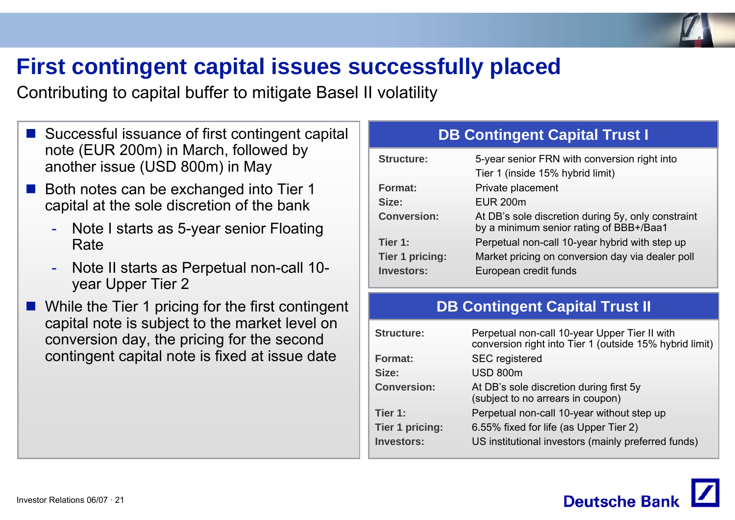# First contingent capital issues successfully placed

Contributing to capital buffer to mitigate Basel II volatility

- Successful issuance of first contingent capital note (EUR 200m) in March, followed by another issue (USD 800m) in May
- Both notes can be exchanged into Tier 1 capital at the sole discretion of the bank
  - Note I starts as 5-year senior Floating Rate
  - Note II starts as Perpetual non-call 10-year Upper Tier 2
- While the Tier 1 pricing for the first contingent capital note is subject to the market level on conversion day, the pricing for the second contingent capital note is fixed at issue date

## DB Contingent Capital Trust I

| | |
|---|---|
| **Structure:** | 5-year senior FRN with conversion right into Tier 1 (inside 15% hybrid limit) |
| **Format:** | Private placement |
| **Size:** | EUR 200m |
| **Conversion:** | At DB's sole discretion during 5y, only constraint by a minimum senior rating of BBB+/Baa1 |
| **Tier 1:** | Perpetual non-call 10-year hybrid with step up |
| **Tier 1 pricing:** | Market pricing on conversion day via dealer poll |
| **Investors:** | European credit funds |

## DB Contingent Capital Trust II

| | |
|---|---|
| **Structure:** | Perpetual non-call 10-year Upper Tier II with conversion right into Tier 1 (outside 15% hybrid limit) |
| **Format:** | SEC registered |
| **Size:** | USD 800m |
| **Conversion:** | At DB's sole discretion during first 5y (subject to no arrears in coupon) |
| **Tier 1:** | Perpetual non-call 10-year without step up |
| **Tier 1 pricing:** | 6.55% fixed for life (as Upper Tier 2) |
| **Investors:** | US institutional investors (mainly preferred funds) |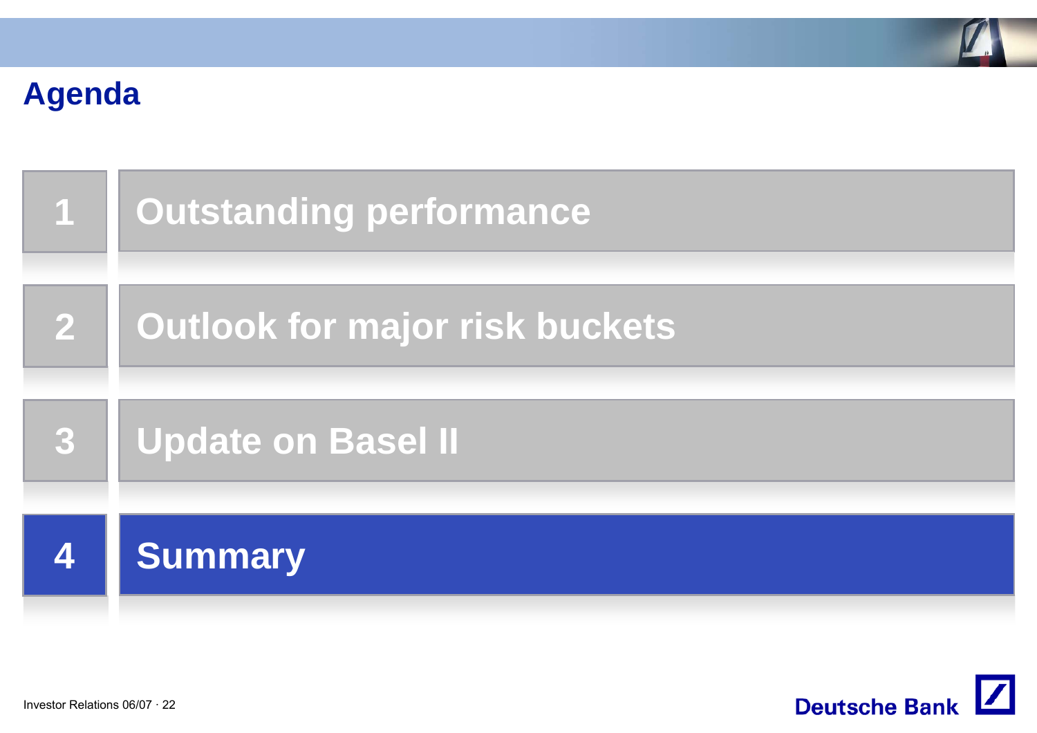# Agenda

1. Outstanding performance
2. Outlook for major risk buckets
3. Update on Basel II
4. **Summary**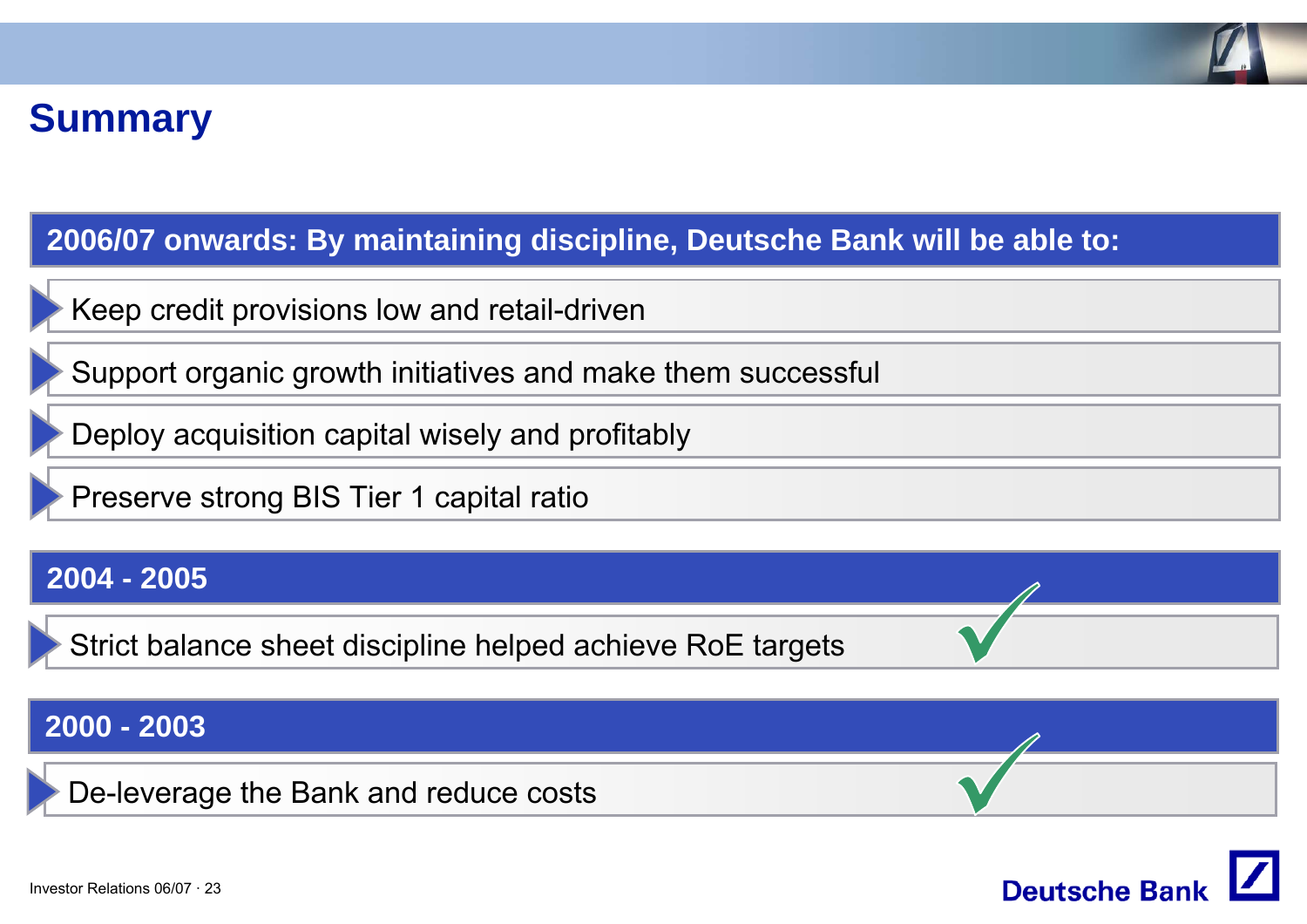# Summary

**2006/07 onwards: By maintaining discipline, Deutsche Bank will be able to:**

- Keep credit provisions low and retail-driven
- Support organic growth initiatives and make them successful
- Deploy acquisition capital wisely and profitably
- Preserve strong BIS Tier 1 capital ratio

**2004 - 2005**

- Strict balance sheet discipline helped achieve RoE targets ✓

**2000 - 2003**

- De-leverage the Bank and reduce costs ✓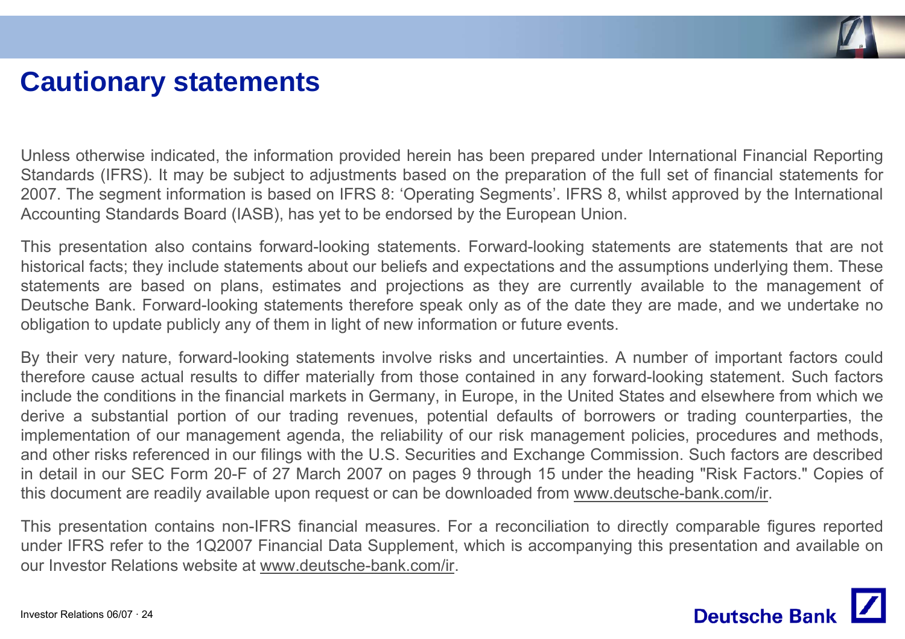# Cautionary statements

Unless otherwise indicated, the information provided herein has been prepared under International Financial Reporting Standards (IFRS). It may be subject to adjustments based on the preparation of the full set of financial statements for 2007. The segment information is based on IFRS 8: 'Operating Segments'. IFRS 8, whilst approved by the International Accounting Standards Board (IASB), has yet to be endorsed by the European Union.

This presentation also contains forward-looking statements. Forward-looking statements are statements that are not historical facts; they include statements about our beliefs and expectations and the assumptions underlying them. These statements are based on plans, estimates and projections as they are currently available to the management of Deutsche Bank. Forward-looking statements therefore speak only as of the date they are made, and we undertake no obligation to update publicly any of them in light of new information or future events.

By their very nature, forward-looking statements involve risks and uncertainties. A number of important factors could therefore cause actual results to differ materially from those contained in any forward-looking statement. Such factors include the conditions in the financial markets in Germany, in Europe, in the United States and elsewhere from which we derive a substantial portion of our trading revenues, potential defaults of borrowers or trading counterparties, the implementation of our management agenda, the reliability of our risk management policies, procedures and methods, and other risks referenced in our filings with the U.S. Securities and Exchange Commission. Such factors are described in detail in our SEC Form 20-F of 27 March 2007 on pages 9 through 15 under the heading "Risk Factors." Copies of this document are readily available upon request or can be downloaded from www.deutsche-bank.com/ir.

This presentation contains non-IFRS financial measures. For a reconciliation to directly comparable figures reported under IFRS refer to the 1Q2007 Financial Data Supplement, which is accompanying this presentation and available on our Investor Relations website at www.deutsche-bank.com/ir.